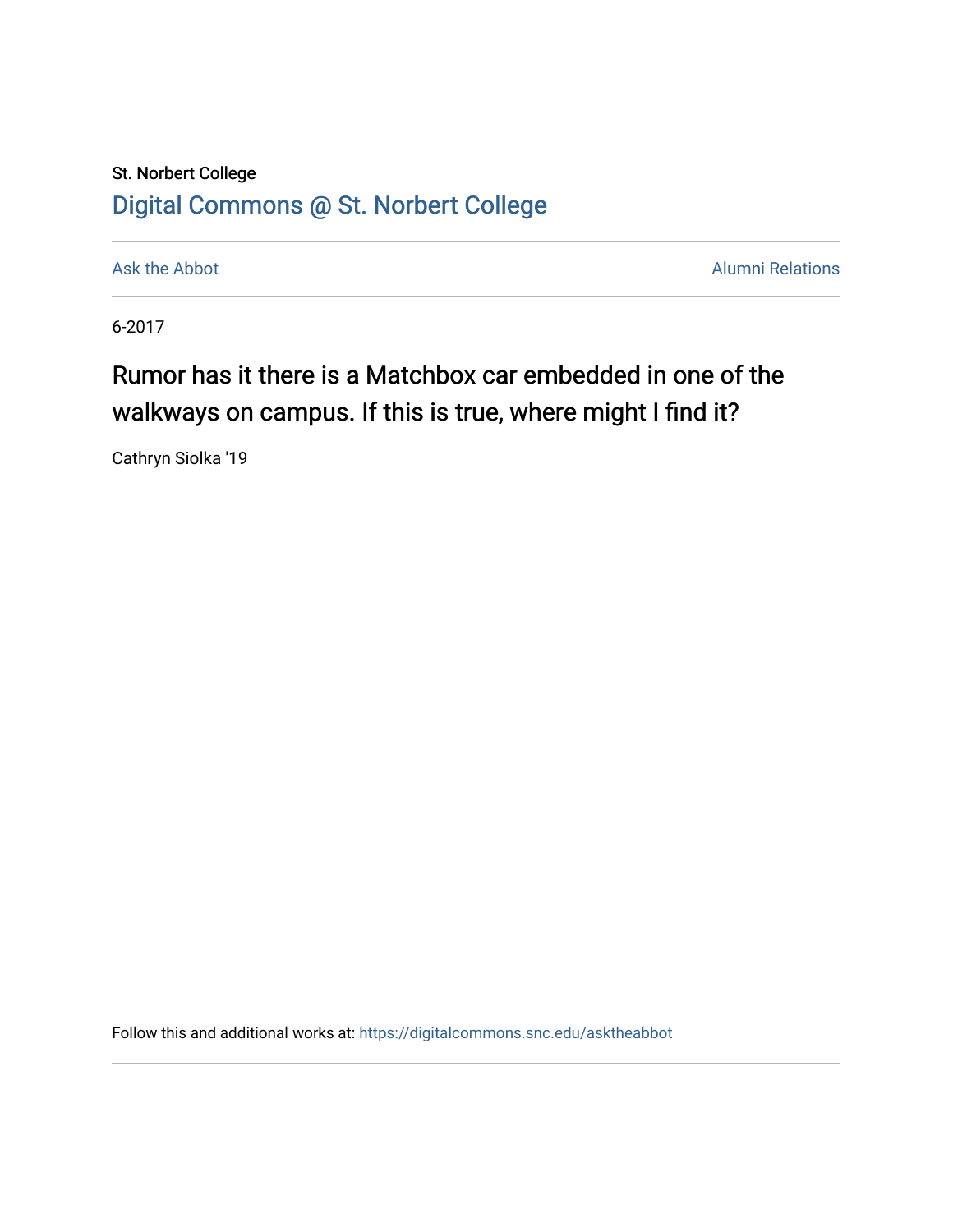St. Norbert College

[Digital Commons @ St. Norbert College](https://digitalcommons.snc.edu)

Ask the Abbot | Alumni Relations

6-2017

# Rumor has it there is a Matchbox car embedded in one of the walkways on campus. If this is true, where might I find it?

Cathryn Siolka '19

Follow this and additional works at: https://digitalcommons.snc.edu/asktheabbot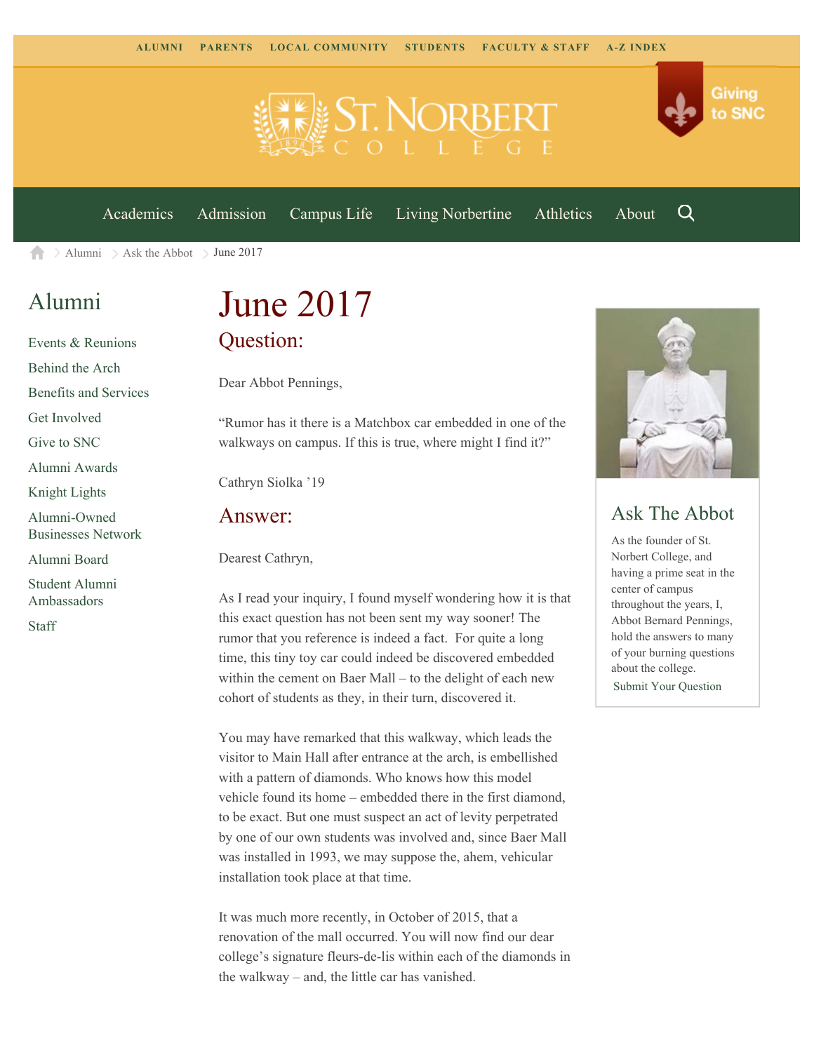ALUMNI PARENTS LOCAL COMMUNITY STUDENTS FACULTY & STAFF A-Z INDEX

ST. NORBERT COLLEGE

Giving to SNC

Academics Admission Campus Life Living Norbertine Athletics About

Alumni > Ask the Abbot > June 2017

## Alumni

- Events & Reunions
- Behind the Arch
- Benefits and Services
- Get Involved
- Give to SNC
- Alumni Awards
- Knight Lights
- Alumni-Owned Businesses Network
- Alumni Board
- Student Alumni Ambassadors
- Staff

# June 2017

## Question:

Dear Abbot Pennings,

"Rumor has it there is a Matchbox car embedded in one of the walkways on campus. If this is true, where might I find it?"

Cathryn Siolka '19

## Answer:

Dearest Cathryn,

As I read your inquiry, I found myself wondering how it is that this exact question has not been sent my way sooner! The rumor that you reference is indeed a fact. For quite a long time, this tiny toy car could indeed be discovered embedded within the cement on Baer Mall – to the delight of each new cohort of students as they, in their turn, discovered it.

You may have remarked that this walkway, which leads the visitor to Main Hall after entrance at the arch, is embellished with a pattern of diamonds. Who knows how this model vehicle found its home – embedded there in the first diamond, to be exact. But one must suspect an act of levity perpetrated by one of our own students was involved and, since Baer Mall was installed in 1993, we may suppose the, ahem, vehicular installation took place at that time.

It was much more recently, in October of 2015, that a renovation of the mall occurred. You will now find our dear college's signature fleurs-de-lis within each of the diamonds in the walkway – and, the little car has vanished.

## Ask The Abbot

As the founder of St. Norbert College, and having a prime seat in the center of campus throughout the years, I, Abbot Bernard Pennings, hold the answers to many of your burning questions about the college.

Submit Your Question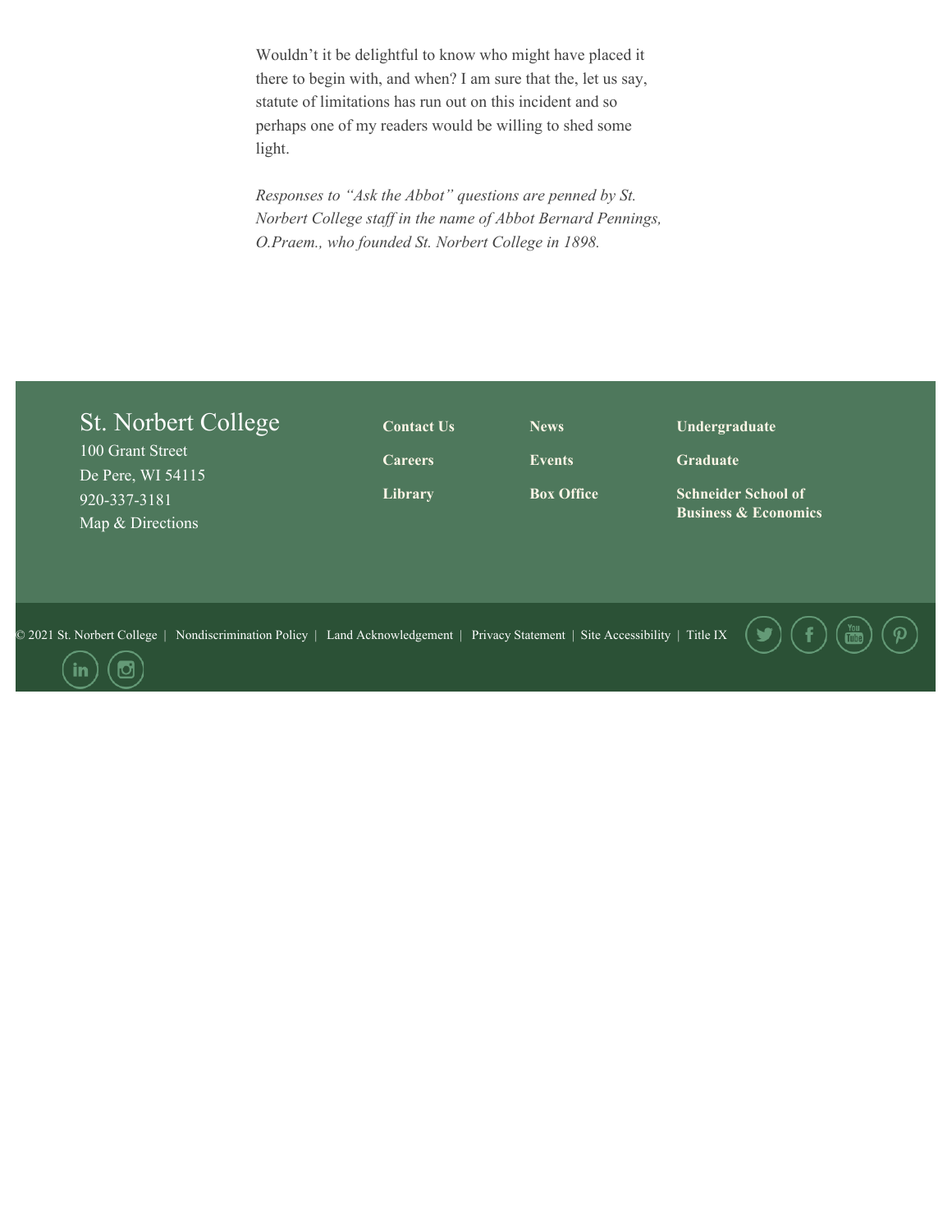Wouldn’t it be delightful to know who might have placed it there to begin with, and when? I am sure that the, let us say, statute of limitations has run out on this incident and so perhaps one of my readers would be willing to shed some light.

*Responses to “Ask the Abbot” questions are penned by St. Norbert College staff in the name of Abbot Bernard Pennings, O.Praem., who founded St. Norbert College in 1898.*

St. Norbert College
100 Grant Street
De Pere, WI 54115
920-337-3181
Map & Directions

**Contact Us**
**Careers**
**Library**

**News**
**Events**
**Box Office**

**Undergraduate**
**Graduate**
**Schneider School of Business & Economics**

© 2021 St. Norbert College | Nondiscrimination Policy | Land Acknowledgement | Privacy Statement | Site Accessibility | Title IX